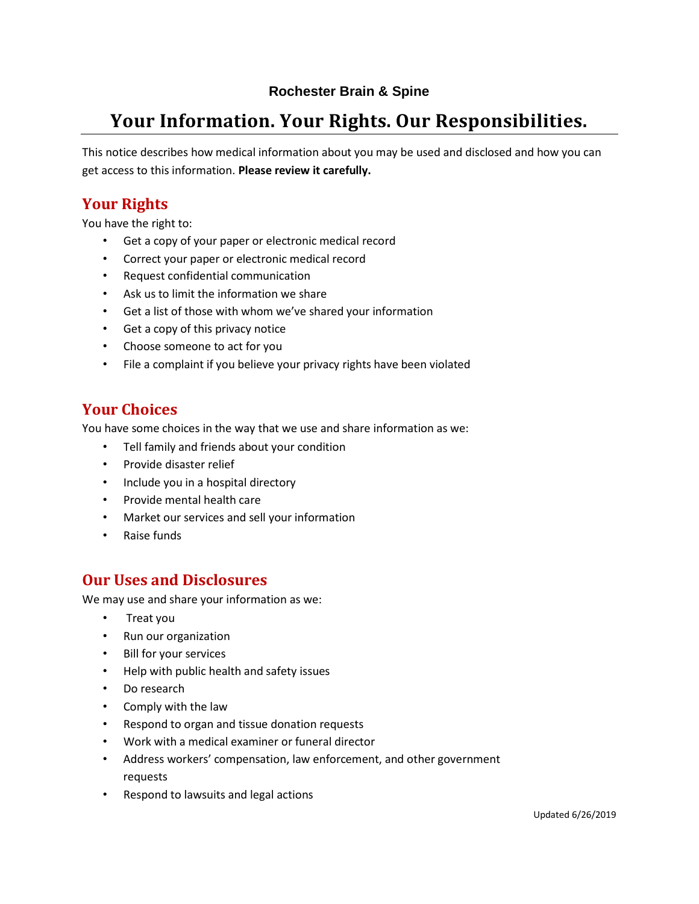**Rochester Brain & Spine**

# Your Information. Your Rights. Our Responsibilities.

This notice describes how medical information about you may be used and disclosed and how you can get access to this information. **Please review it carefully.**

## Your Rights

You have the right to:

- Get a copy of your paper or electronic medical record
- Correct your paper or electronic medical record
- Request confidential communication
- Ask us to limit the information we share
- Get a list of those with whom we've shared your information
- Get a copy of this privacy notice
- Choose someone to act for you
- File a complaint if you believe your privacy rights have been violated

## Your Choices

You have some choices in the way that we use and share information as we:

- Tell family and friends about your condition
- Provide disaster relief
- Include you in a hospital directory
- Provide mental health care
- Market our services and sell your information
- Raise funds

## Our Uses and Disclosures

We may use and share your information as we:

- Treat you
- Run our organization
- Bill for your services
- Help with public health and safety issues
- Do research
- Comply with the law
- Respond to organ and tissue donation requests
- Work with a medical examiner or funeral director
- Address workers' compensation, law enforcement, and other government requests
- Respond to lawsuits and legal actions

Updated 6/26/2019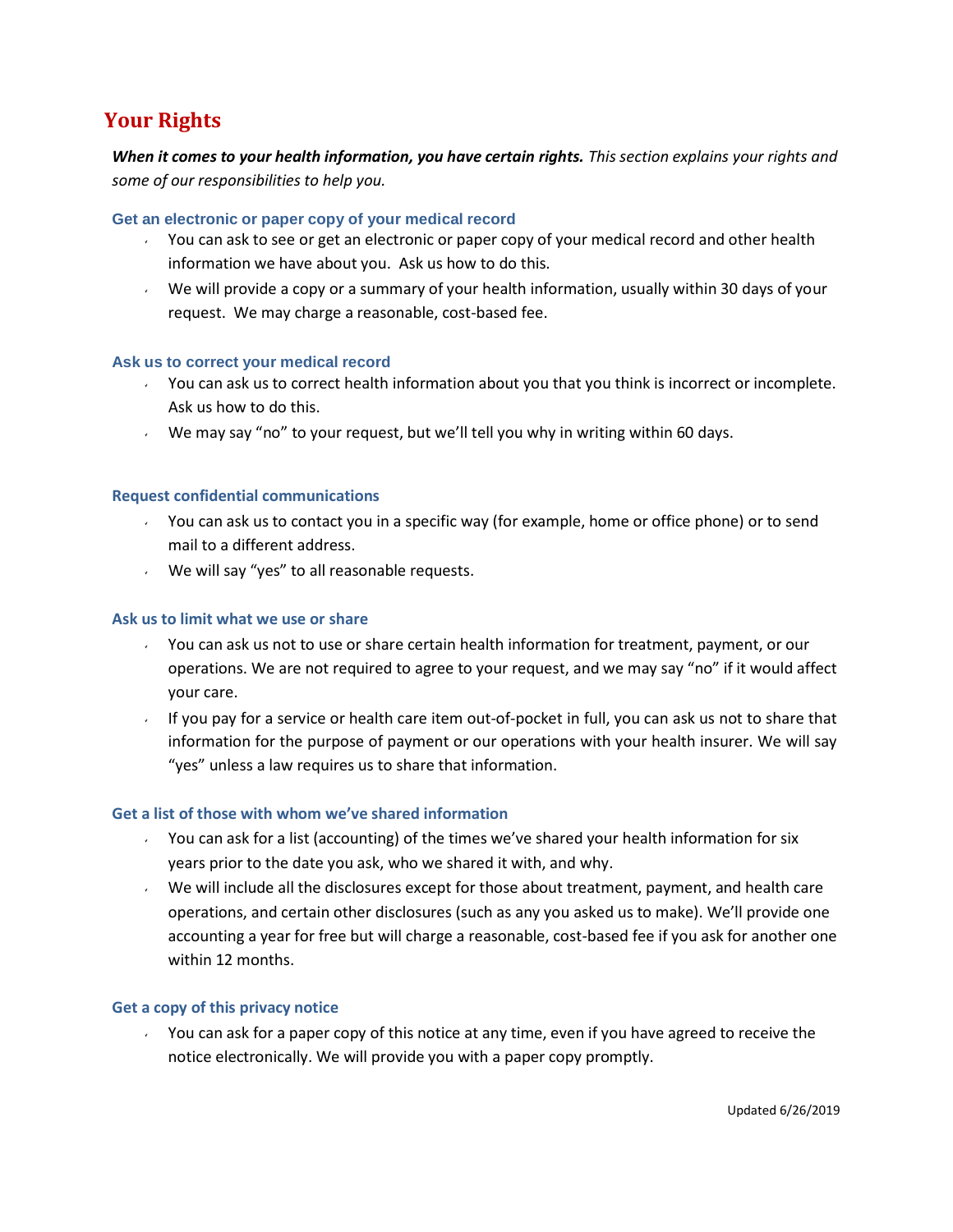## Your Rights

***When it comes to your health information, you have certain rights.*** *This section explains your rights and some of our responsibilities to help you.*

### Get an electronic or paper copy of your medical record

- You can ask to see or get an electronic or paper copy of your medical record and other health information we have about you. Ask us how to do this.
- We will provide a copy or a summary of your health information, usually within 30 days of your request. We may charge a reasonable, cost-based fee.

### Ask us to correct your medical record

- You can ask us to correct health information about you that you think is incorrect or incomplete. Ask us how to do this.
- We may say "no" to your request, but we'll tell you why in writing within 60 days.

### Request confidential communications

- You can ask us to contact you in a specific way (for example, home or office phone) or to send mail to a different address.
- We will say "yes" to all reasonable requests.

### Ask us to limit what we use or share

- You can ask us not to use or share certain health information for treatment, payment, or our operations. We are not required to agree to your request, and we may say "no" if it would affect your care.
- If you pay for a service or health care item out-of-pocket in full, you can ask us not to share that information for the purpose of payment or our operations with your health insurer. We will say "yes" unless a law requires us to share that information.

### Get a list of those with whom we've shared information

- You can ask for a list (accounting) of the times we've shared your health information for six years prior to the date you ask, who we shared it with, and why.
- We will include all the disclosures except for those about treatment, payment, and health care operations, and certain other disclosures (such as any you asked us to make). We'll provide one accounting a year for free but will charge a reasonable, cost-based fee if you ask for another one within 12 months.

### Get a copy of this privacy notice

- You can ask for a paper copy of this notice at any time, even if you have agreed to receive the notice electronically. We will provide you with a paper copy promptly.

Updated 6/26/2019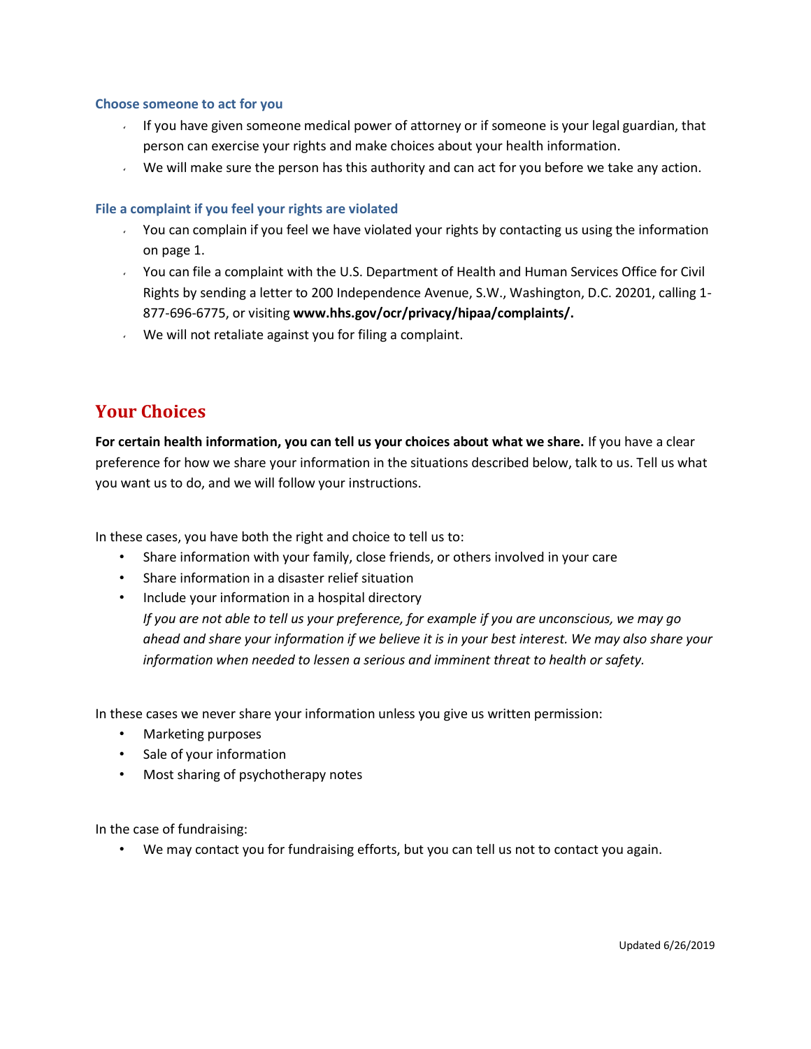### Choose someone to act for you

- If you have given someone medical power of attorney or if someone is your legal guardian, that person can exercise your rights and make choices about your health information.
- We will make sure the person has this authority and can act for you before we take any action.

### File a complaint if you feel your rights are violated

- You can complain if you feel we have violated your rights by contacting us using the information on page 1.
- You can file a complaint with the U.S. Department of Health and Human Services Office for Civil Rights by sending a letter to 200 Independence Avenue, S.W., Washington, D.C. 20201, calling 1-877-696-6775, or visiting **www.hhs.gov/ocr/privacy/hipaa/complaints/.**
- We will not retaliate against you for filing a complaint.

## Your Choices

**For certain health information, you can tell us your choices about what we share.** If you have a clear preference for how we share your information in the situations described below, talk to us. Tell us what you want us to do, and we will follow your instructions.

In these cases, you have both the right and choice to tell us to:

- Share information with your family, close friends, or others involved in your care
- Share information in a disaster relief situation
- Include your information in a hospital directory
  *If you are not able to tell us your preference, for example if you are unconscious, we may go ahead and share your information if we believe it is in your best interest. We may also share your information when needed to lessen a serious and imminent threat to health or safety.*

In these cases we never share your information unless you give us written permission:

- Marketing purposes
- Sale of your information
- Most sharing of psychotherapy notes

In the case of fundraising:

- We may contact you for fundraising efforts, but you can tell us not to contact you again.

Updated 6/26/2019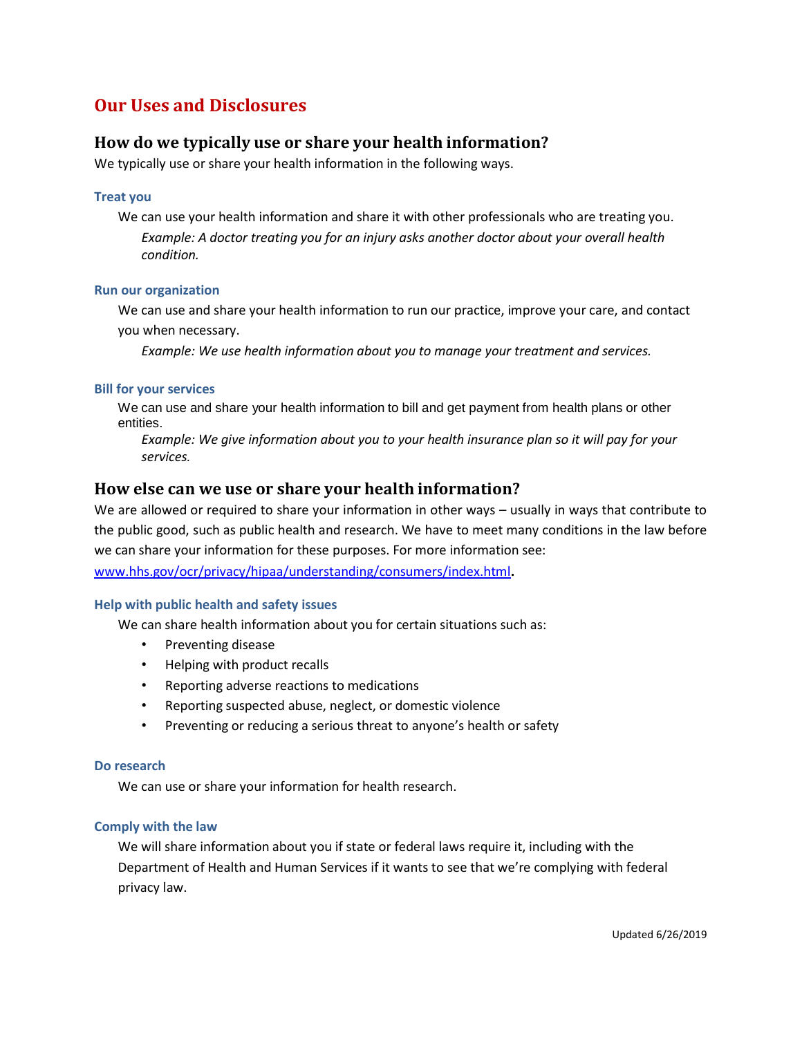# Our Uses and Disclosures

## How do we typically use or share your health information?

We typically use or share your health information in the following ways.

### Treat you

We can use your health information and share it with other professionals who are treating you.

*Example: A doctor treating you for an injury asks another doctor about your overall health condition.*

### Run our organization

We can use and share your health information to run our practice, improve your care, and contact you when necessary.

*Example: We use health information about you to manage your treatment and services.*

### Bill for your services

We can use and share your health information to bill and get payment from health plans or other entities.

*Example: We give information about you to your health insurance plan so it will pay for your services.*

## How else can we use or share your health information?

We are allowed or required to share your information in other ways – usually in ways that contribute to the public good, such as public health and research. We have to meet many conditions in the law before we can share your information for these purposes. For more information see: www.hhs.gov/ocr/privacy/hipaa/understanding/consumers/index.html.

### Help with public health and safety issues

We can share health information about you for certain situations such as:

- Preventing disease
- Helping with product recalls
- Reporting adverse reactions to medications
- Reporting suspected abuse, neglect, or domestic violence
- Preventing or reducing a serious threat to anyone's health or safety

### Do research

We can use or share your information for health research.

### Comply with the law

We will share information about you if state or federal laws require it, including with the Department of Health and Human Services if it wants to see that we're complying with federal privacy law.

Updated 6/26/2019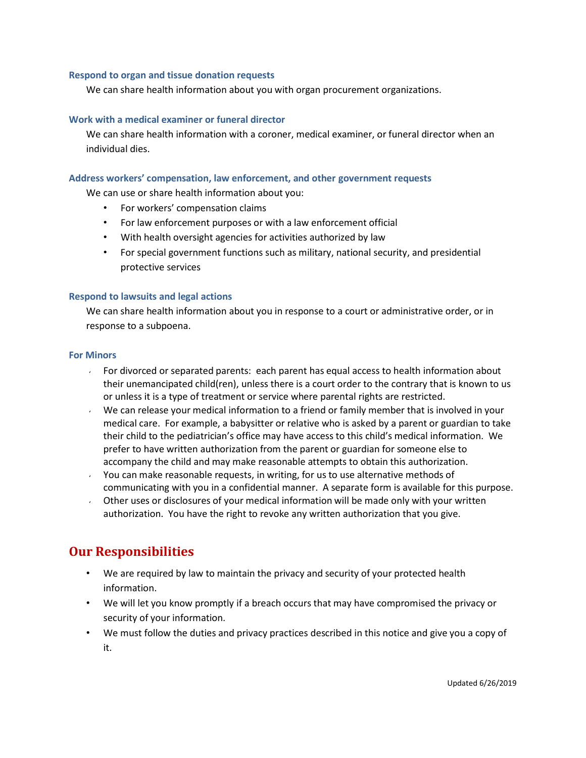### Respond to organ and tissue donation requests

We can share health information about you with organ procurement organizations.

### Work with a medical examiner or funeral director

We can share health information with a coroner, medical examiner, or funeral director when an individual dies.

### Address workers' compensation, law enforcement, and other government requests

We can use or share health information about you:

- For workers' compensation claims
- For law enforcement purposes or with a law enforcement official
- With health oversight agencies for activities authorized by law
- For special government functions such as military, national security, and presidential protective services

### Respond to lawsuits and legal actions

We can share health information about you in response to a court or administrative order, or in response to a subpoena.

### For Minors

- For divorced or separated parents: each parent has equal access to health information about their unemancipated child(ren), unless there is a court order to the contrary that is known to us or unless it is a type of treatment or service where parental rights are restricted.
- We can release your medical information to a friend or family member that is involved in your medical care. For example, a babysitter or relative who is asked by a parent or guardian to take their child to the pediatrician's office may have access to this child's medical information. We prefer to have written authorization from the parent or guardian for someone else to accompany the child and may make reasonable attempts to obtain this authorization.
- You can make reasonable requests, in writing, for us to use alternative methods of communicating with you in a confidential manner. A separate form is available for this purpose.
- Other uses or disclosures of your medical information will be made only with your written authorization. You have the right to revoke any written authorization that you give.

## Our Responsibilities

- We are required by law to maintain the privacy and security of your protected health information.
- We will let you know promptly if a breach occurs that may have compromised the privacy or security of your information.
- We must follow the duties and privacy practices described in this notice and give you a copy of it.

Updated 6/26/2019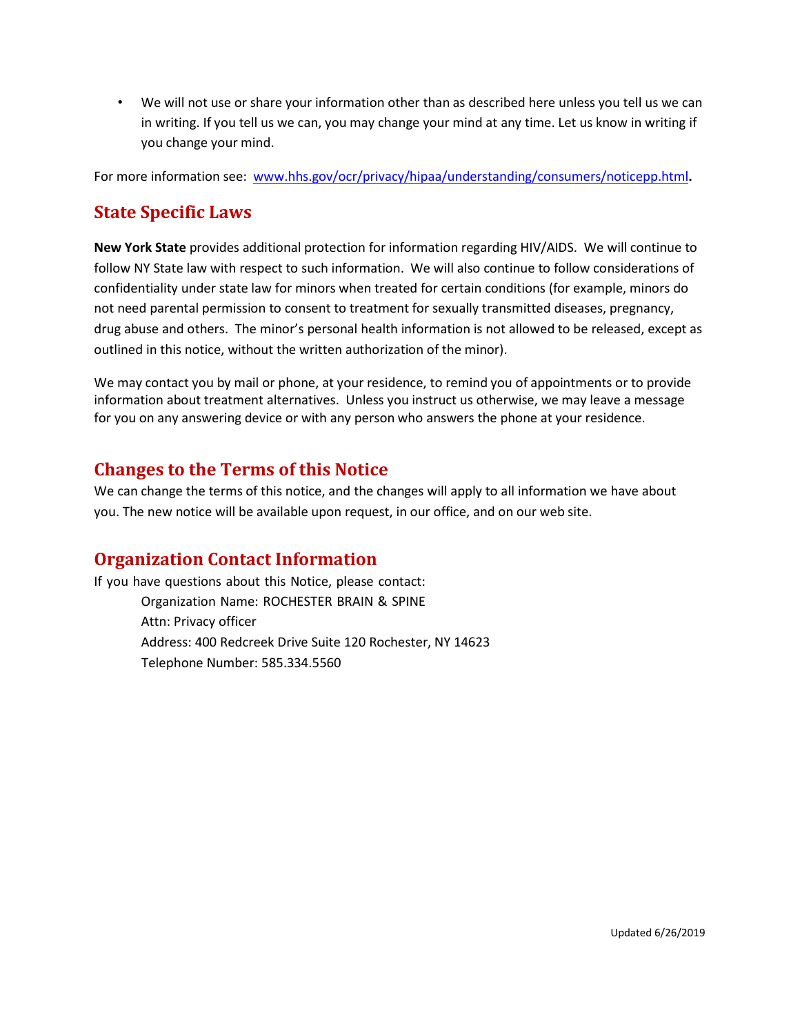- We will not use or share your information other than as described here unless you tell us we can in writing. If you tell us we can, you may change your mind at any time. Let us know in writing if you change your mind.

For more information see: [www.hhs.gov/ocr/privacy/hipaa/understanding/consumers/noticepp.html](www.hhs.gov/ocr/privacy/hipaa/understanding/consumers/noticepp.html).

## State Specific Laws

**New York State** provides additional protection for information regarding HIV/AIDS. We will continue to follow NY State law with respect to such information. We will also continue to follow considerations of confidentiality under state law for minors when treated for certain conditions (for example, minors do not need parental permission to consent to treatment for sexually transmitted diseases, pregnancy, drug abuse and others. The minor's personal health information is not allowed to be released, except as outlined in this notice, without the written authorization of the minor).

We may contact you by mail or phone, at your residence, to remind you of appointments or to provide information about treatment alternatives. Unless you instruct us otherwise, we may leave a message for you on any answering device or with any person who answers the phone at your residence.

## Changes to the Terms of this Notice

We can change the terms of this notice, and the changes will apply to all information we have about you. The new notice will be available upon request, in our office, and on our web site.

## Organization Contact Information

If you have questions about this Notice, please contact:

Organization Name: ROCHESTER BRAIN & SPINE
Attn: Privacy officer
Address: 400 Redcreek Drive Suite 120 Rochester, NY 14623
Telephone Number: 585.334.5560

Updated 6/26/2019